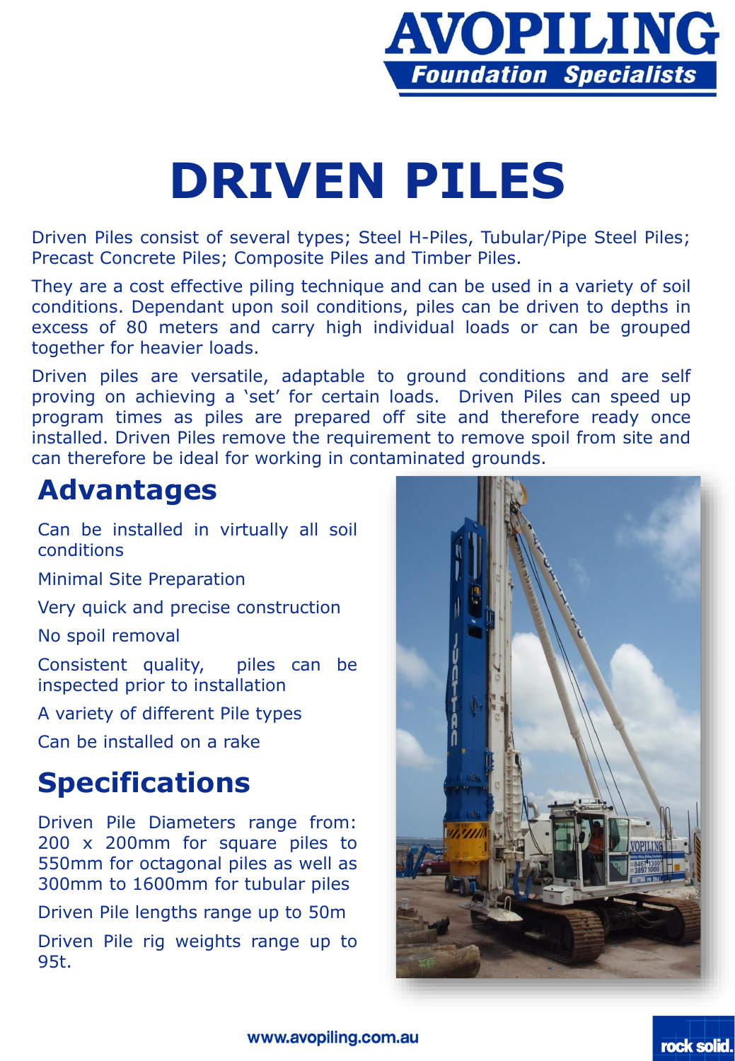AVOPILING
Foundation Specialists

# DRIVEN PILES

Driven Piles consist of several types; Steel H-Piles, Tubular/Pipe Steel Piles; Precast Concrete Piles; Composite Piles and Timber Piles.

They are a cost effective piling technique and can be used in a variety of soil conditions. Dependant upon soil conditions, piles can be driven to depths in excess of 80 meters and carry high individual loads or can be grouped together for heavier loads.

Driven piles are versatile, adaptable to ground conditions and are self proving on achieving a 'set' for certain loads. Driven Piles can speed up program times as piles are prepared off site and therefore ready once installed. Driven Piles remove the requirement to remove spoil from site and can therefore be ideal for working in contaminated grounds.

## Advantages

Can be installed in virtually all soil conditions

Minimal Site Preparation

Very quick and precise construction

No spoil removal

Consistent quality, piles can be inspected prior to installation

A variety of different Pile types

Can be installed on a rake

## Specifications

Driven Pile Diameters range from: 200 x 200mm for square piles to 550mm for octagonal piles as well as 300mm to 1600mm for tubular piles

Driven Pile lengths range up to 50m

Driven Pile rig weights range up to 95t.

www.avopiling.com.au

rock solid.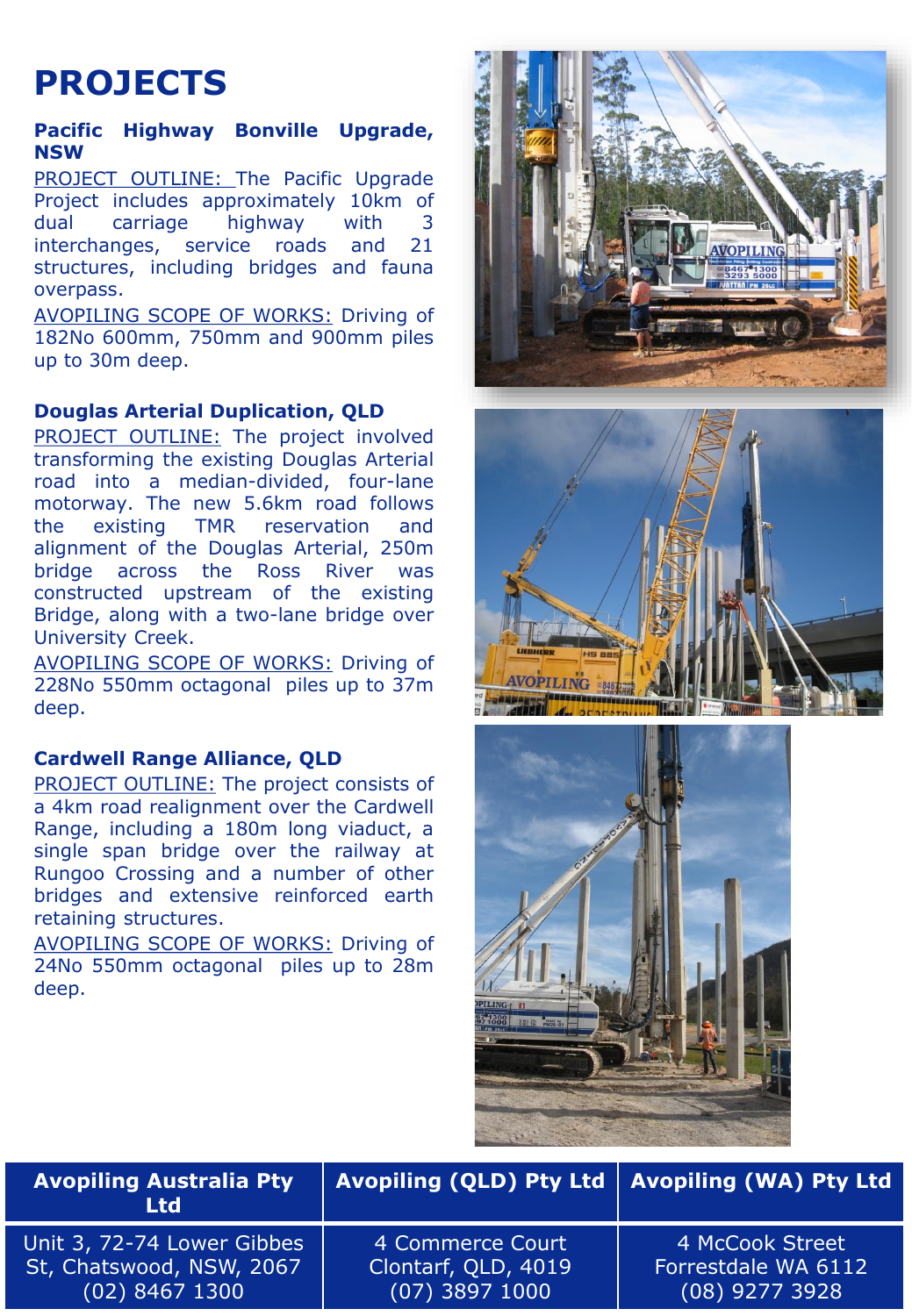# PROJECTS

### Pacific Highway Bonville Upgrade, NSW

PROJECT OUTLINE: The Pacific Upgrade Project includes approximately 10km of dual carriage highway with 3 interchanges, service roads and 21 structures, including bridges and fauna overpass.

AVOPILING SCOPE OF WORKS: Driving of 182No 600mm, 750mm and 900mm piles up to 30m deep.

### Douglas Arterial Duplication, QLD

PROJECT OUTLINE: The project involved transforming the existing Douglas Arterial road into a median-divided, four-lane motorway. The new 5.6km road follows the existing TMR reservation and alignment of the Douglas Arterial, 250m bridge across the Ross River was constructed upstream of the existing Bridge, along with a two-lane bridge over University Creek.

AVOPILING SCOPE OF WORKS: Driving of 228No 550mm octagonal piles up to 37m deep.

### Cardwell Range Alliance, QLD

PROJECT OUTLINE: The project consists of a 4km road realignment over the Cardwell Range, including a 180m long viaduct, a single span bridge over the railway at Rungoo Crossing and a number of other bridges and extensive reinforced earth retaining structures.

AVOPILING SCOPE OF WORKS: Driving of 24No 550mm octagonal piles up to 28m deep.

| Avopiling Australia Pty Ltd | Avopiling (QLD) Pty Ltd | Avopiling (WA) Pty Ltd |
|---|---|---|
| Unit 3, 72-74 Lower Gibbes St, Chatswood, NSW, 2067<br>(02) 8467 1300 | 4 Commerce Court<br>Clontarf, QLD, 4019<br>(07) 3897 1000 | 4 McCook Street<br>Forrestdale WA 6112<br>(08) 9277 3928 |